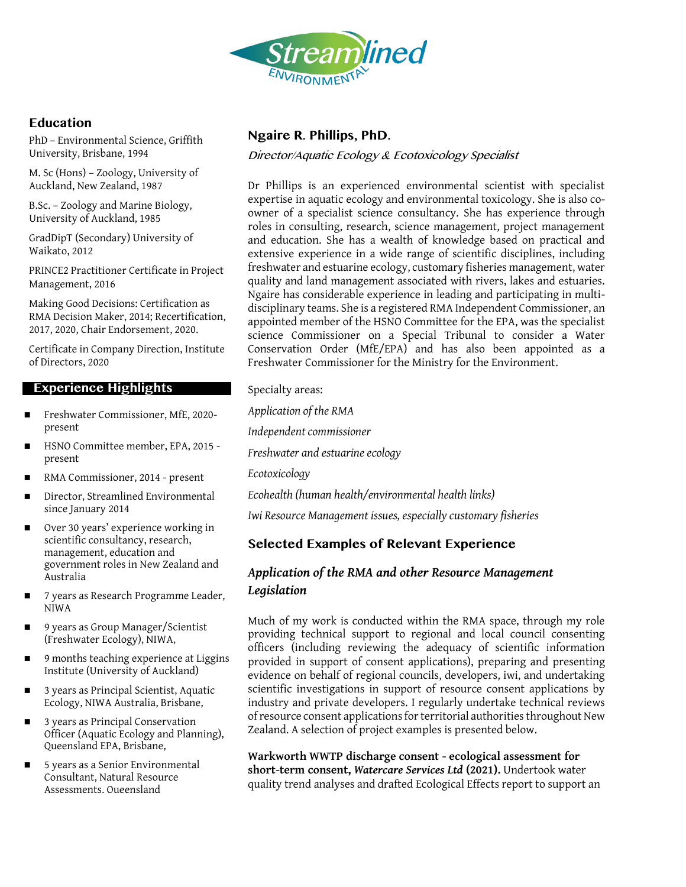Streamlined ENVIRONMENTAL

## Education

PhD – Environmental Science, Griffith University, Brisbane, 1994

M. Sc (Hons) – Zoology, University of Auckland, New Zealand, 1987

B.Sc. – Zoology and Marine Biology, University of Auckland, 1985

GradDipT (Secondary) University of Waikato, 2012

PRINCE2 Practitioner Certificate in Project Management, 2016

Making Good Decisions: Certification as RMA Decision Maker, 2014; Recertification, 2017, 2020, Chair Endorsement, 2020.

Certificate in Company Direction, Institute of Directors, 2020

## Experience Highlights

- Freshwater Commissioner, MfE, 2020-present
- HSNO Committee member, EPA, 2015 - present
- RMA Commissioner, 2014 - present
- Director, Streamlined Environmental since January 2014
- Over 30 years' experience working in scientific consultancy, research, management, education and government roles in New Zealand and Australia
- 7 years as Research Programme Leader, NIWA
- 9 years as Group Manager/Scientist (Freshwater Ecology), NIWA,
- 9 months teaching experience at Liggins Institute (University of Auckland)
- 3 years as Principal Scientist, Aquatic Ecology, NIWA Australia, Brisbane,
- 3 years as Principal Conservation Officer (Aquatic Ecology and Planning), Queensland EPA, Brisbane,
- 5 years as a Senior Environmental Consultant, Natural Resource Assessments, Queensland

## Ngaire R. Phillips, PhD.

*Director/Aquatic Ecology & Ecotoxicology Specialist*

Dr Phillips is an experienced environmental scientist with specialist expertise in aquatic ecology and environmental toxicology. She is also co-owner of a specialist science consultancy. She has experience through roles in consulting, research, science management, project management and education. She has a wealth of knowledge based on practical and extensive experience in a wide range of scientific disciplines, including freshwater and estuarine ecology, customary fisheries management, water quality and land management associated with rivers, lakes and estuaries. Ngaire has considerable experience in leading and participating in multi-disciplinary teams. She is a registered RMA Independent Commissioner, an appointed member of the HSNO Committee for the EPA, was the specialist science Commissioner on a Special Tribunal to consider a Water Conservation Order (MfE/EPA) and has also been appointed as a Freshwater Commissioner for the Ministry for the Environment.

Specialty areas:

*Application of the RMA*

*Independent commissioner*

*Freshwater and estuarine ecology*

*Ecotoxicology*

*Ecohealth (human health/environmental health links)*

*Iwi Resource Management issues, especially customary fisheries*

## Selected Examples of Relevant Experience

### *Application of the RMA and other Resource Management Legislation*

Much of my work is conducted within the RMA space, through my role providing technical support to regional and local council consenting officers (including reviewing the adequacy of scientific information provided in support of consent applications), preparing and presenting evidence on behalf of regional councils, developers, iwi, and undertaking scientific investigations in support of resource consent applications by industry and private developers. I regularly undertake technical reviews of resource consent applications for territorial authorities throughout New Zealand. A selection of project examples is presented below.

**Warkworth WWTP discharge consent - ecological assessment for short-term consent, *Watercare Services Ltd* (2021).** Undertook water quality trend analyses and drafted Ecological Effects report to support an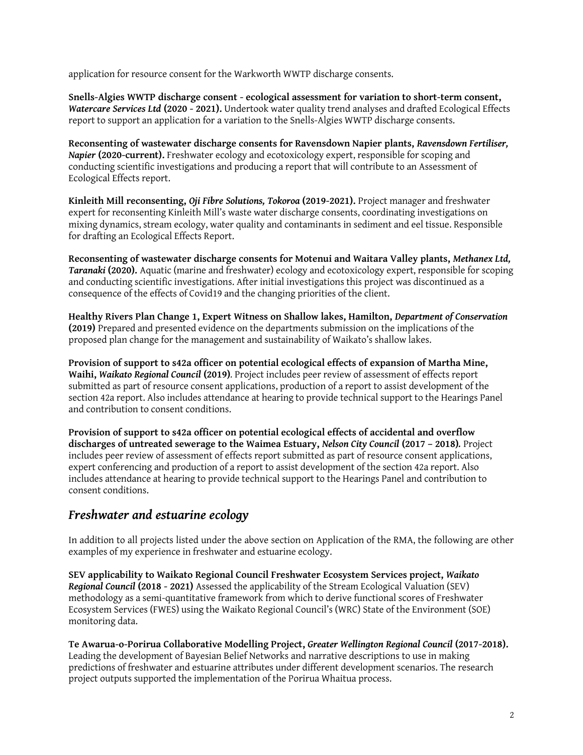application for resource consent for the Warkworth WWTP discharge consents.

**Snells-Algies WWTP discharge consent - ecological assessment for variation to short-term consent,** ***Watercare Services Ltd*** **(2020 - 2021).** Undertook water quality trend analyses and drafted Ecological Effects report to support an application for a variation to the Snells-Algies WWTP discharge consents.

**Reconsenting of wastewater discharge consents for Ravensdown Napier plants,** ***Ravensdown Fertiliser, Napier*** **(2020-current).** Freshwater ecology and ecotoxicology expert, responsible for scoping and conducting scientific investigations and producing a report that will contribute to an Assessment of Ecological Effects report.

**Kinleith Mill reconsenting,** ***Oji Fibre Solutions, Tokoroa*** **(2019-2021).** Project manager and freshwater expert for reconsenting Kinleith Mill's waste water discharge consents, coordinating investigations on mixing dynamics, stream ecology, water quality and contaminants in sediment and eel tissue. Responsible for drafting an Ecological Effects Report.

**Reconsenting of wastewater discharge consents for Motenui and Waitara Valley plants,** ***Methanex Ltd, Taranaki*** **(2020).** Aquatic (marine and freshwater) ecology and ecotoxicology expert, responsible for scoping and conducting scientific investigations. After initial investigations this project was discontinued as a consequence of the effects of Covid19 and the changing priorities of the client.

**Healthy Rivers Plan Change 1, Expert Witness on Shallow lakes, Hamilton,** ***Department of Conservation*** **(2019)** Prepared and presented evidence on the departments submission on the implications of the proposed plan change for the management and sustainability of Waikato's shallow lakes.

**Provision of support to s42a officer on potential ecological effects of expansion of Martha Mine, Waihi,** ***Waikato Regional Council*** **(2019)***.* Project includes peer review of assessment of effects report submitted as part of resource consent applications, production of a report to assist development of the section 42a report. Also includes attendance at hearing to provide technical support to the Hearings Panel and contribution to consent conditions.

**Provision of support to s42a officer on potential ecological effects of accidental and overflow discharges of untreated sewerage to the Waimea Estuary,** ***Nelson City Council*** **(2017 – 2018)***.* Project includes peer review of assessment of effects report submitted as part of resource consent applications, expert conferencing and production of a report to assist development of the section 42a report. Also includes attendance at hearing to provide technical support to the Hearings Panel and contribution to consent conditions.

## *Freshwater and estuarine ecology*

In addition to all projects listed under the above section on Application of the RMA, the following are other examples of my experience in freshwater and estuarine ecology.

**SEV applicability to Waikato Regional Council Freshwater Ecosystem Services project,** ***Waikato Regional Council*** **(2018 - 2021)** Assessed the applicability of the Stream Ecological Valuation (SEV) methodology as a semi-quantitative framework from which to derive functional scores of Freshwater Ecosystem Services (FWES) using the Waikato Regional Council's (WRC) State of the Environment (SOE) monitoring data.

**Te Awarua-o-Porirua Collaborative Modelling Project,** ***Greater Wellington Regional Council*** **(2017-2018).** Leading the development of Bayesian Belief Networks and narrative descriptions to use in making predictions of freshwater and estuarine attributes under different development scenarios. The research project outputs supported the implementation of the Porirua Whaitua process.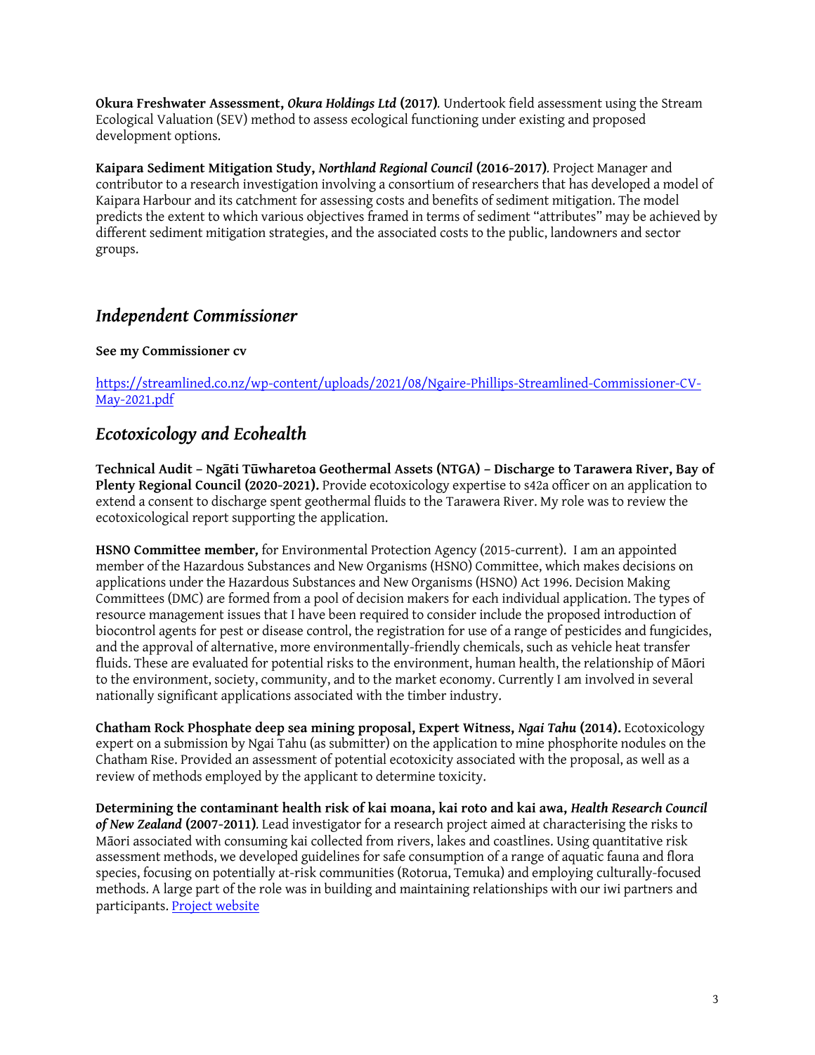**Okura Freshwater Assessment, *Okura Holdings Ltd* (2017)**. Undertook field assessment using the Stream Ecological Valuation (SEV) method to assess ecological functioning under existing and proposed development options.

**Kaipara Sediment Mitigation Study, *Northland Regional Council* (2016-2017)**. Project Manager and contributor to a research investigation involving a consortium of researchers that has developed a model of Kaipara Harbour and its catchment for assessing costs and benefits of sediment mitigation. The model predicts the extent to which various objectives framed in terms of sediment "attributes" may be achieved by different sediment mitigation strategies, and the associated costs to the public, landowners and sector groups.

## *Independent Commissioner*

**See my Commissioner cv**

[https://streamlined.co.nz/wp-content/uploads/2021/08/Ngaire-Phillips-Streamlined-Commissioner-CV-May-2021.pdf](https://streamlined.co.nz/wp-content/uploads/2021/08/Ngaire-Phillips-Streamlined-Commissioner-CV-May-2021.pdf)

## *Ecotoxicology and Ecohealth*

**Technical Audit – Ngāti Tūwharetoa Geothermal Assets (NTGA) – Discharge to Tarawera River, Bay of Plenty Regional Council (2020-2021).** Provide ecotoxicology expertise to s42a officer on an application to extend a consent to discharge spent geothermal fluids to the Tarawera River. My role was to review the ecotoxicological report supporting the application.

**HSNO Committee member,** for Environmental Protection Agency (2015-current). I am an appointed member of the Hazardous Substances and New Organisms (HSNO) Committee, which makes decisions on applications under the Hazardous Substances and New Organisms (HSNO) Act 1996. Decision Making Committees (DMC) are formed from a pool of decision makers for each individual application. The types of resource management issues that I have been required to consider include the proposed introduction of biocontrol agents for pest or disease control, the registration for use of a range of pesticides and fungicides, and the approval of alternative, more environmentally-friendly chemicals, such as vehicle heat transfer fluids. These are evaluated for potential risks to the environment, human health, the relationship of Māori to the environment, society, community, and to the market economy. Currently I am involved in several nationally significant applications associated with the timber industry.

**Chatham Rock Phosphate deep sea mining proposal, Expert Witness, *Ngai Tahu* (2014).** Ecotoxicology expert on a submission by Ngai Tahu (as submitter) on the application to mine phosphorite nodules on the Chatham Rise. Provided an assessment of potential ecotoxicity associated with the proposal, as well as a review of methods employed by the applicant to determine toxicity.

**Determining the contaminant health risk of kai moana, kai roto and kai awa, *Health Research Council of New Zealand* (2007-2011)**. Lead investigator for a research project aimed at characterising the risks to Māori associated with consuming kai collected from rivers, lakes and coastlines. Using quantitative risk assessment methods, we developed guidelines for safe consumption of a range of aquatic fauna and flora species, focusing on potentially at-risk communities (Rotorua, Temuka) and employing culturally-focused methods. A large part of the role was in building and maintaining relationships with our iwi partners and participants. Project website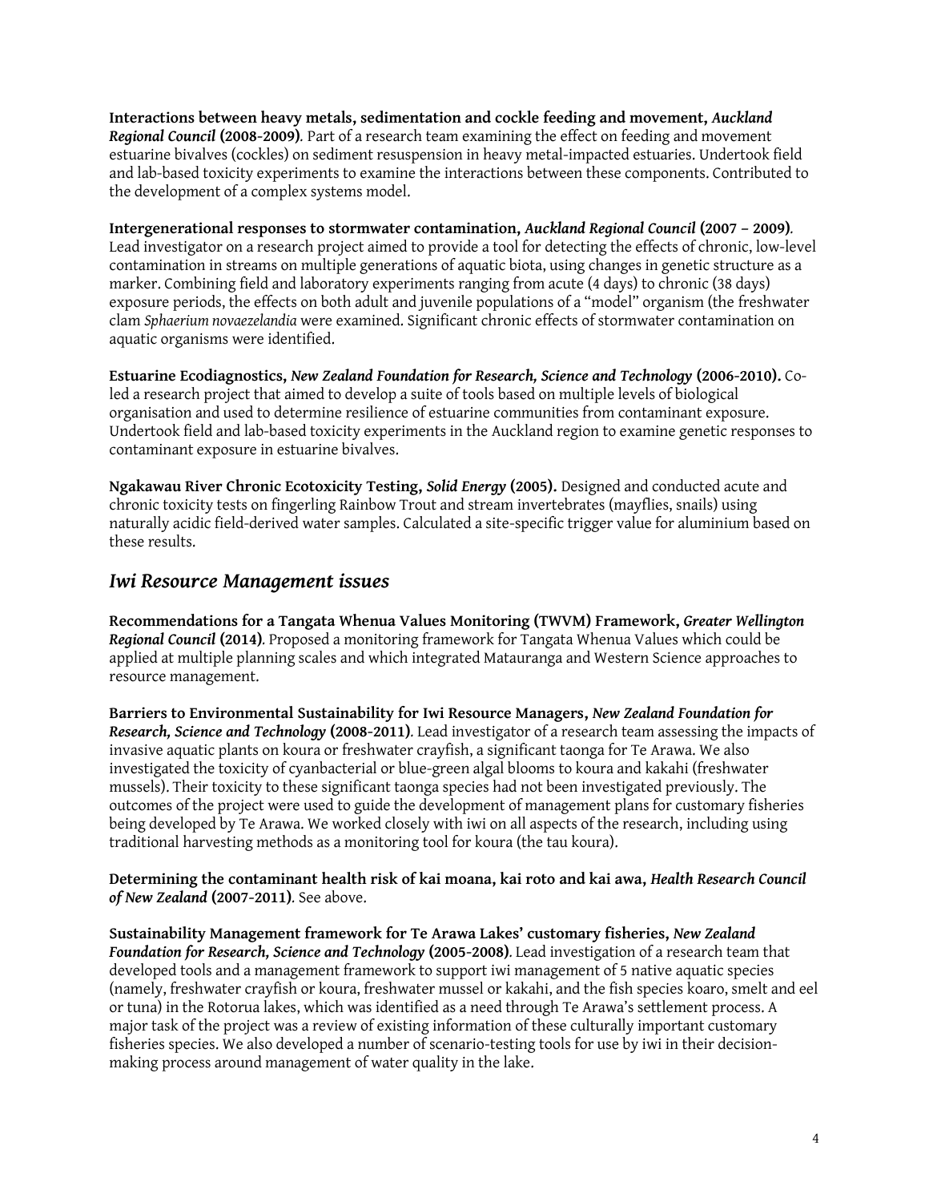**Interactions between heavy metals, sedimentation and cockle feeding and movement,** ***Auckland Regional Council*** **(2008-2009)**. Part of a research team examining the effect on feeding and movement estuarine bivalves (cockles) on sediment resuspension in heavy metal-impacted estuaries. Undertook field and lab-based toxicity experiments to examine the interactions between these components. Contributed to the development of a complex systems model.

**Intergenerational responses to stormwater contamination,** ***Auckland Regional Council*** **(2007 – 2009)**. Lead investigator on a research project aimed to provide a tool for detecting the effects of chronic, low-level contamination in streams on multiple generations of aquatic biota, using changes in genetic structure as a marker. Combining field and laboratory experiments ranging from acute (4 days) to chronic (38 days) exposure periods, the effects on both adult and juvenile populations of a "model" organism (the freshwater clam *Sphaerium novaezelandia* were examined. Significant chronic effects of stormwater contamination on aquatic organisms were identified.

**Estuarine Ecodiagnostics,** ***New Zealand Foundation for Research, Science and Technology*** **(2006-2010).** Co-led a research project that aimed to develop a suite of tools based on multiple levels of biological organisation and used to determine resilience of estuarine communities from contaminant exposure. Undertook field and lab-based toxicity experiments in the Auckland region to examine genetic responses to contaminant exposure in estuarine bivalves.

**Ngakawau River Chronic Ecotoxicity Testing,** ***Solid Energy*** **(2005).** Designed and conducted acute and chronic toxicity tests on fingerling Rainbow Trout and stream invertebrates (mayflies, snails) using naturally acidic field-derived water samples. Calculated a site-specific trigger value for aluminium based on these results.

## *Iwi Resource Management issues*

**Recommendations for a Tangata Whenua Values Monitoring (TWVM) Framework,** ***Greater Wellington Regional Council*** **(2014)**. Proposed a monitoring framework for Tangata Whenua Values which could be applied at multiple planning scales and which integrated Matauranga and Western Science approaches to resource management.

**Barriers to Environmental Sustainability for Iwi Resource Managers,** ***New Zealand Foundation for Research, Science and Technology*** **(2008-2011)**. Lead investigator of a research team assessing the impacts of invasive aquatic plants on koura or freshwater crayfish, a significant taonga for Te Arawa. We also investigated the toxicity of cyanbacterial or blue-green algal blooms to koura and kakahi (freshwater mussels). Their toxicity to these significant taonga species had not been investigated previously. The outcomes of the project were used to guide the development of management plans for customary fisheries being developed by Te Arawa. We worked closely with iwi on all aspects of the research, including using traditional harvesting methods as a monitoring tool for koura (the tau koura).

**Determining the contaminant health risk of kai moana, kai roto and kai awa,** ***Health Research Council of New Zealand*** **(2007-2011)**. See above.

**Sustainability Management framework for Te Arawa Lakes' customary fisheries,** ***New Zealand Foundation for Research, Science and Technology*** **(2005-2008)**. Lead investigation of a research team that developed tools and a management framework to support iwi management of 5 native aquatic species (namely, freshwater crayfish or koura, freshwater mussel or kakahi, and the fish species koaro, smelt and eel or tuna) in the Rotorua lakes, which was identified as a need through Te Arawa's settlement process. A major task of the project was a review of existing information of these culturally important customary fisheries species. We also developed a number of scenario-testing tools for use by iwi in their decision-making process around management of water quality in the lake.